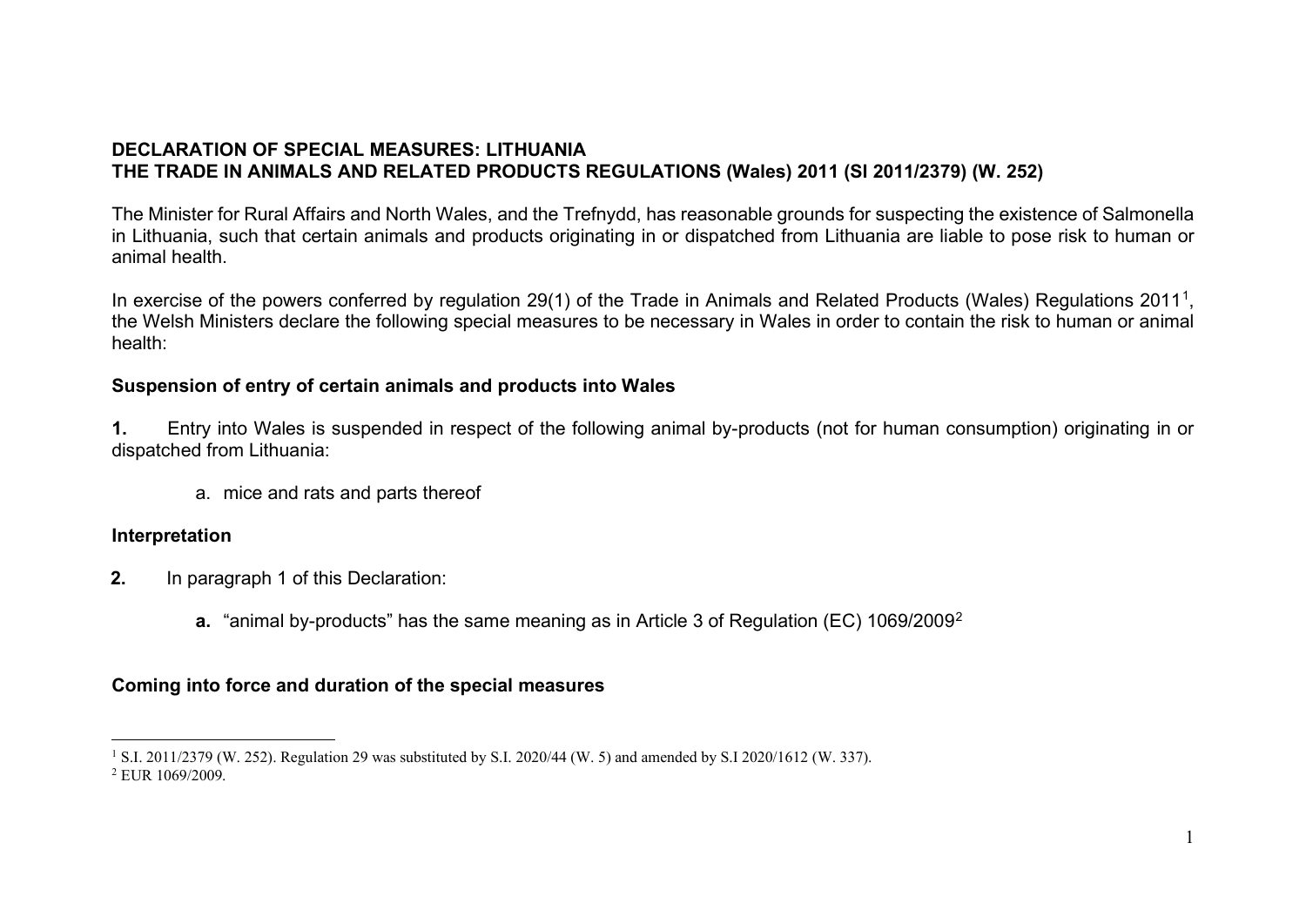**DECLARATION OF SPECIAL MEASURES: LITHUANIA**
**THE TRADE IN ANIMALS AND RELATED PRODUCTS REGULATIONS (Wales) 2011 (SI 2011/2379) (W. 252)**

The Minister for Rural Affairs and North Wales, and the Trefnydd, has reasonable grounds for suspecting the existence of Salmonella in Lithuania, such that certain animals and products originating in or dispatched from Lithuania are liable to pose risk to human or animal health.

In exercise of the powers conferred by regulation 29(1) of the Trade in Animals and Related Products (Wales) Regulations 2011[1], the Welsh Ministers declare the following special measures to be necessary in Wales in order to contain the risk to human or animal health:

**Suspension of entry of certain animals and products into Wales**

**1.** Entry into Wales is suspended in respect of the following animal by-products (not for human consumption) originating in or dispatched from Lithuania:

a. mice and rats and parts thereof

**Interpretation**

**2.** In paragraph 1 of this Declaration:

**a.** "animal by-products" has the same meaning as in Article 3 of Regulation (EC) 1069/2009[2]

**Coming into force and duration of the special measures**

---

[1] S.I. 2011/2379 (W. 252). Regulation 29 was substituted by S.I. 2020/44 (W. 5) and amended by S.I 2020/1612 (W. 337).

[2] EUR 1069/2009.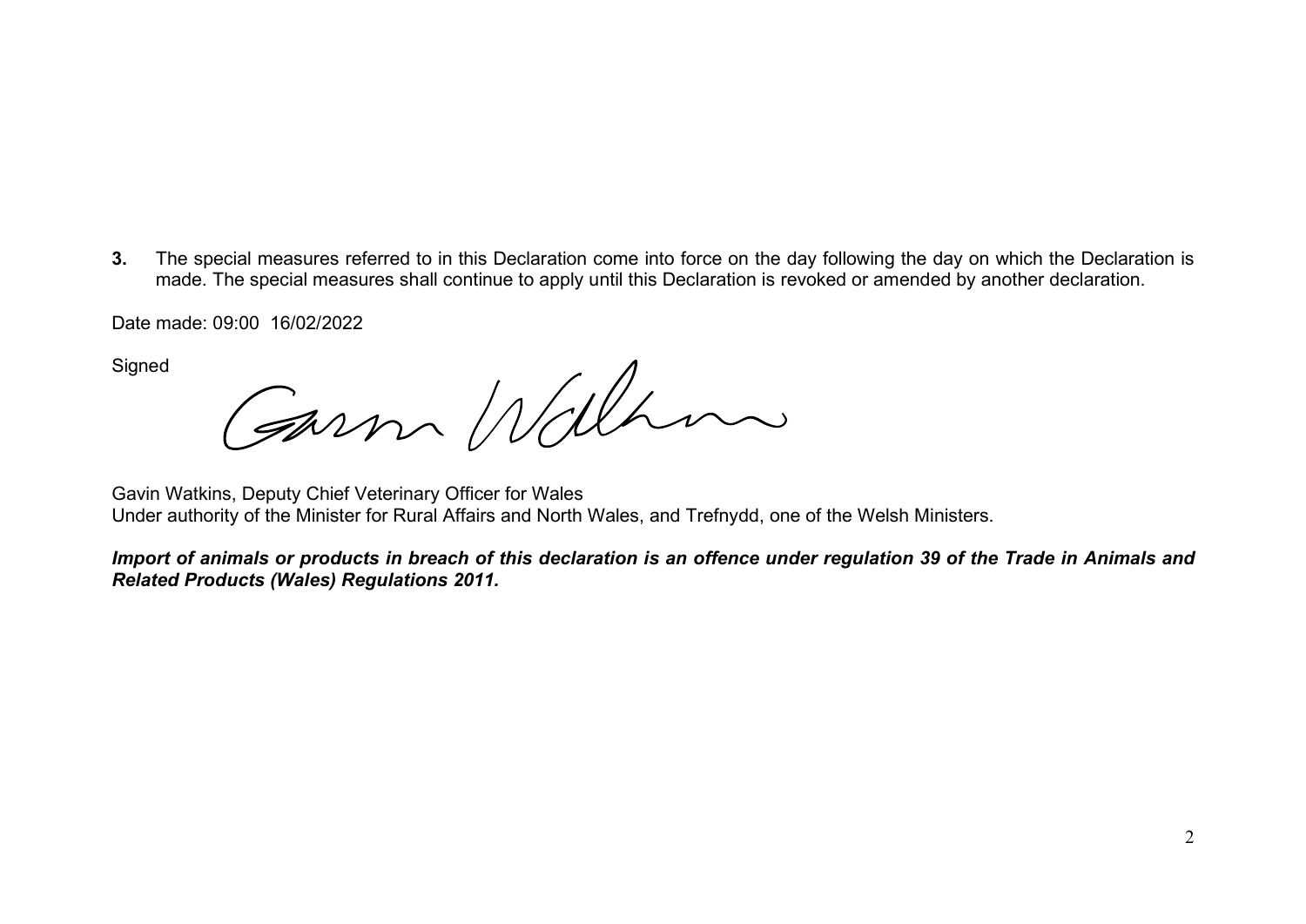**3.** The special measures referred to in this Declaration come into force on the day following the day on which the Declaration is made. The special measures shall continue to apply until this Declaration is revoked or amended by another declaration.

Date made: 09:00 16/02/2022

Signed

Gavin Watkins, Deputy Chief Veterinary Officer for Wales
Under authority of the Minister for Rural Affairs and North Wales, and Trefnydd, one of the Welsh Ministers.

***Import of animals or products in breach of this declaration is an offence under regulation 39 of the Trade in Animals and Related Products (Wales) Regulations 2011.***